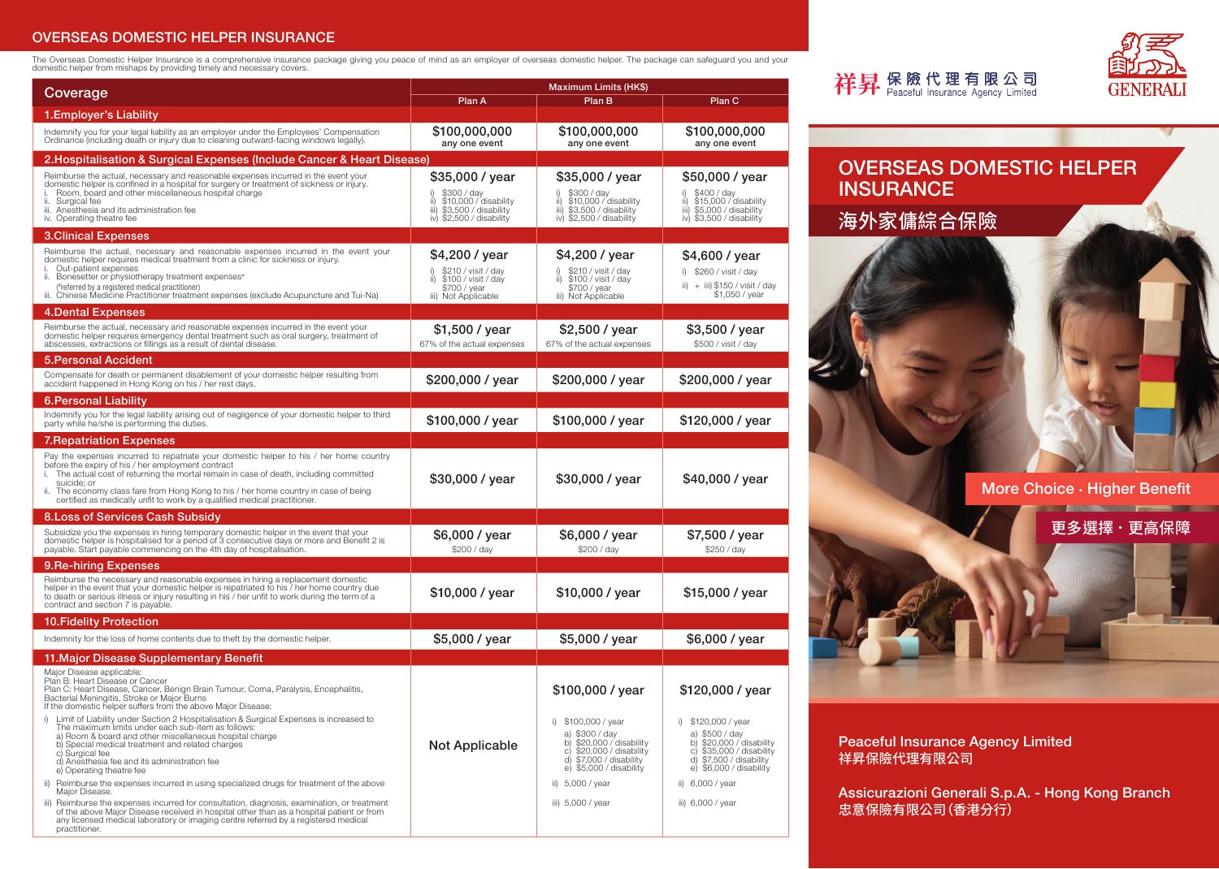# OVERSEAS DOMESTIC HELPER INSURANCE

The Overseas Domestic Helper Insurance is a comprehensive insurance package giving you peace of mind as an employer of overseas domestic helper. The package can safeguard you and your domestic helper from mishaps by providing timely and necessary covers.

| Coverage | Maximum Limits (HK$) | | |
|---|---|---|---|
| | Plan A | Plan B | Plan C |
| **1.Employer's Liability** | | | |
| Indemnify you for your legal liability as an employer under the Employees' Compensation Ordinance (including death or injury due to cleaning outward-facing windows legally). | $100,000,000 any one event | $100,000,000 any one event | $100,000,000 any one event |
| **2.Hospitalisation & Surgical Expenses (Include Cancer & Heart Disease)** | | | |
| Reimburse the actual, necessary and reasonable expenses incurred in the event your domestic helper is confined in a hospital for surgery or treatment of sickness or injury.<br>i. Room, board and other miscellaneous hospital charge<br>ii. Surgical fee<br>iii. Anesthesia and its administration fee<br>iv. Operating theatre fee | $35,000 / year<br>i) $300 / day<br>ii) $10,000 / disability<br>iii) $3,500 / disability<br>iv) $2,500 / disability | $35,000 / year<br>i) $300 / day<br>ii) $10,000 / disability<br>iii) $3,500 / disability<br>iv) $2,500 / disability | $50,000 / year<br>i) $400 / day<br>ii) $15,000 / disability<br>iii) $5,000 / disability<br>iv) $3,500 / disability |
| **3.Clinical Expenses** | | | |
| Reimburse the actual, necessary and reasonable expenses incurred in the event your domestic helper requires medical treatment from a clinic for sickness or injury.<br>i. Out-patient expenses<br>ii. Bonesetter or physiotherapy treatment expenses#<br>(#referred by a registered medical practitioner)<br>iii. Chinese Medicine Practitioner treatment expenses (exclude Acupuncture and Tui-Na) | $4,200 / year<br>i) $210 / visit / day<br>ii) $100 / visit / day<br>$700 / year<br>iii) Not Applicable | $4,200 / year<br>i) $210 / visit / day<br>ii) $100 / visit / day<br>$700 / year<br>iii) Not Applicable | $4,600 / year<br>i) $260 / visit / day<br>ii) + iii) $150 / visit / day<br>$1,050 / year |
| **4.Dental Expenses** | | | |
| Reimburse the actual, necessary and reasonable expenses incurred in the event your domestic helper requires emergency dental treatment such as oral surgery, treatment of abscesses, extractions or fillings as a result of dental disease. | $1,500 / year<br>67% of the actual expenses | $2,500 / year<br>67% of the actual expenses | $3,500 / year<br>$500 / visit / day |
| **5.Personal Accident** | | | |
| Compensate for death or permanent disablement of your domestic helper resulting from accident happened in Hong Kong on his / her rest days. | $200,000 / year | $200,000 / year | $200,000 / year |
| **6.Personal Liability** | | | |
| Indemnify you for the legal liability arising out of negligence of your domestic helper to third party while he/she is performing the duties. | $100,000 / year | $100,000 / year | $120,000 / year |
| **7.Repatriation Expenses** | | | |
| Pay the expenses incurred to repatriate your domestic helper to his / her home country before the expiry of his / her employment contract<br>i. The actual cost of returning the mortal remain in case of death, including committed suicide; or<br>ii. The economy class fare from Hong Kong to his / her home country in case of being certified as medically unfit to work by a qualified medical practitioner. | $30,000 / year | $30,000 / year | $40,000 / year |
| **8.Loss of Services Cash Subsidy** | | | |
| Subsidize you the expenses in hiring temporary domestic helper in the event that your domestic helper is hospitalised for a period of 3 consecutive days or more and Benefit 2 is payable. Start payable commencing on the 4th day of hospitalisation. | $6,000 / year<br>$200 / day | $6,000 / year<br>$200 / day | $7,500 / year<br>$250 / day |
| **9.Re-hiring Expenses** | | | |
| Reimburse the necessary and reasonable expenses in hiring a replacement domestic helper in the event that your domestic helper is repatriated to his / her home country due to death or serious illness or injury resulting in his / her unfit to work during the term of a contract and section 7 is payable. | $10,000 / year | $10,000 / year | $15,000 / year |
| **10.Fidelity Protection** | | | |
| Indemnity for the loss of home contents due to theft by the domestic helper. | $5,000 / year | $5,000 / year | $6,000 / year |
| **11.Major Disease Supplementary Benefit** | | | |
| Major Disease applicable:<br>Plan B: Heart Disease or Cancer<br>Plan C: Heart Disease, Cancer, Benign Brain Tumour, Coma, Paralysis, Encephalitis, Bacterial Meningitis, Stroke or Major Burns<br>If the domestic helper suffers from the above Major Disease:<br>i) Limit of Liability under Section 2 Hospitalisation & Surgical Expenses is increased to The maximum limits under each sub-item as follows:<br>a) Room & board and other miscellaneous hospital charge<br>b) Special medical treatment and related charges<br>c) Surgical fee<br>d) Anesthesia fee and its administration fee<br>e) Operating theatre fee<br>ii) Reimburse the expenses incurred in using specialized drugs for treatment of the above Major Disease.<br>iii) Reimburse the expenses incurred for consultation, diagnosis, examination, or treatment of the above Major Disease received in hospital other than as a hospital patient or from any licensed medical laboratory or imaging centre referred by a registered medical practitioner. | Not Applicable | $100,000 / year<br>i) $100,000 / year<br>a) $300 / day<br>b) $20,000 / disability<br>c) $20,000 / disability<br>d) $7,000 / disability<br>e) $5,000 / disability<br>ii) 5,000 / year<br>iii) 5,000 / year | $120,000 / year<br>i) $120,000 / year<br>a) $500 / day<br>b) $20,000 / disability<br>c) $35,000 / disability<br>d) $7,500 / disability<br>e) $6,000 / disability<br>ii) 6,000 / year<br>iii) 6,000 / year |

祥昇 保險代理有限公司
Peaceful Insurance Agency Limited

GENERALI

# OVERSEAS DOMESTIC HELPER INSURANCE

# 海外家傭綜合保險

More Choice · Higher Benefit

更多選擇 · 更高保障

**Peaceful Insurance Agency Limited**
**祥昇保險代理有限公司**

**Assicurazioni Generali S.p.A. - Hong Kong Branch**
**忠意保險有限公司(香港分行)**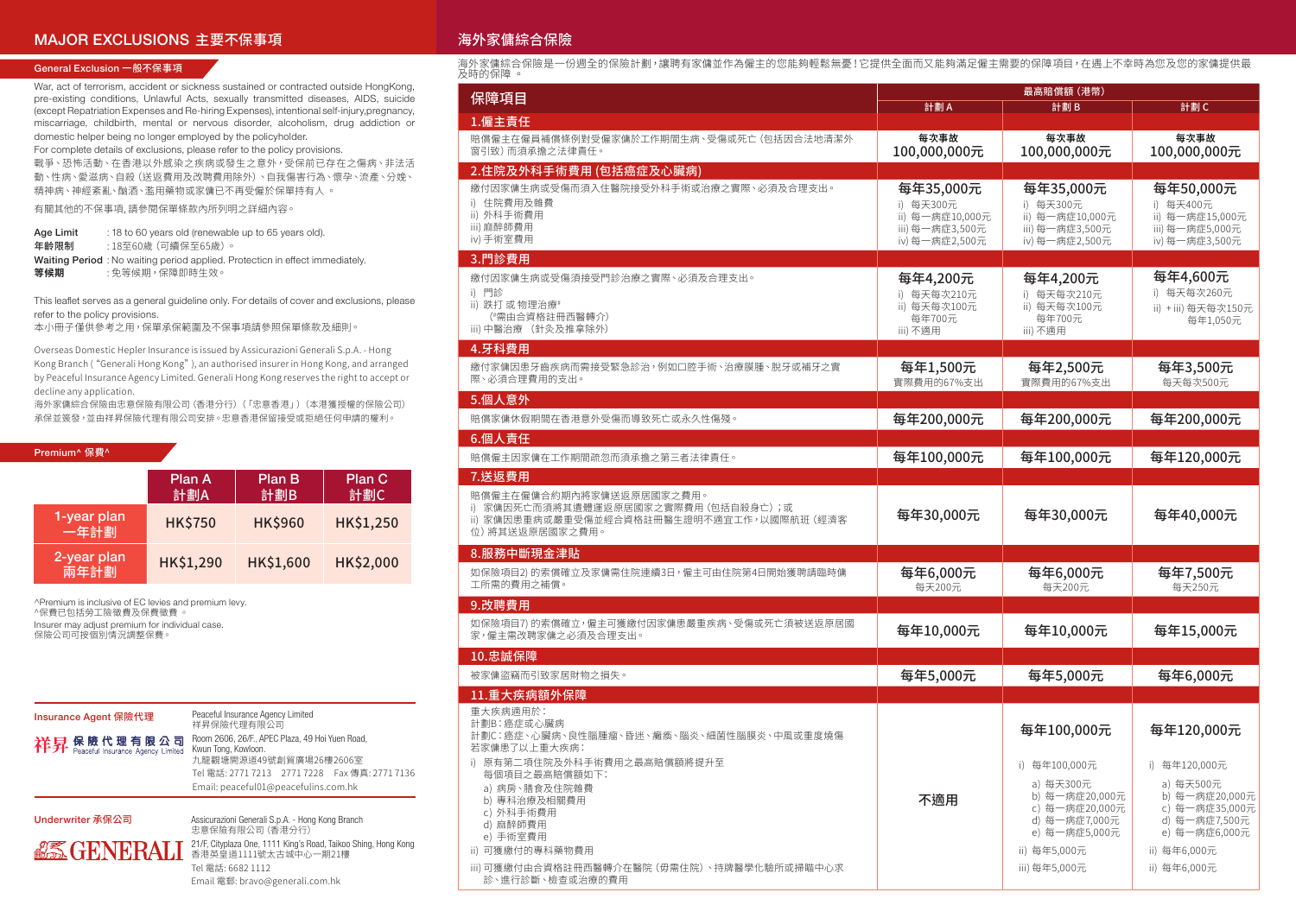## MAJOR EXCLUSIONS 主要不保事項

### General Exclusion 一般不保事項

War, act of terrorism, accident or sickness sustained or contracted outside HongKong, pre-existing conditions, Unlawful Acts, sexually transmitted diseases, AIDS, suicide (except Repatriation Expenses and Re-hiring Expenses), intentional self-injury,pregnancy, miscarriage, childbirth, mental or nervous disorder, alcoholism, drug addiction or domestic helper being no longer employed by the policyholder.

For complete details of exclusions, please refer to the policy provisions.

戰爭、恐佈活動、在香港以外感染之疾病或發生之意外，受保前已存在之傷病、非法活動、性病、愛滋病、自殺（送返費用及改聘費用除外）、自我傷害行為、懷孕、流產、分娩、精神病、神經紊亂、酗酒、濫用藥物或家傭已不再受僱於保單持有人 。

有關其他的不保事項, 請參閱保單條款內所列明之詳細內容。

**Age Limit** : 18 to 60 years old (renewable up to 65 years old).
**年齡限制** : 18至60歲（可續保至65歲）。

**Waiting Period** : No waiting period applied. Protecticn in effect immediately.
**等候期** : 免等候期，保障即時生效。

This leaflet serves as a general guideline only. For details of cover and exclusions, please refer to the policy provisions.
本小冊子僅供參考之用，保單承保範圍及不保事項請參照保單條款及細則。

Overseas Domestic Hepler Insurance is issued by Assicurazioni Generali S.p.A. - Hong Kong Branch ( "Generali Hong Kong" ), an authorised insurer in Hong Kong, and arranged by Peaceful Insurance Agency Limited. Generali Hong Kong reserves the right to accept or decline any application.
海外家傭綜合保險由忠意保險有限公司（香港分行）（「忠意香港」）（本港獲授權的保險公司）承保並簽發，並由祥昇保險代理有限公司安排。忠意香港保留接受或拒絕任何申請的權利。

### Premium^ 保費^

| | Plan A 計劃A | Plan B 計劃B | Plan C 計劃C |
|---|---|---|---|
| 1-year plan 一年計劃 | HK$750 | HK$960 | HK$1,250 |
| 2-year plan 兩年計劃 | HK$1,290 | HK$1,600 | HK$2,000 |

^Premium is inclusive of EC levies and premium levy.
^保費已包括勞工險徵費及保費徵費 。
Insurer may adjust premium for individual case.
保險公司可按個別情況調整保費。

**Insurance Agent 保險代理**

Peaceful Insurance Agency Limited
祥昇保險代理有限公司
Room 2606, 26/F., APEC Plaza, 49 Hoi Yuen Road, Kwun Tong, Kowloon.
九龍觀塘開源道49號創貿廣場26樓2606室
Tel 電話: 2771 7213 2771 7228 Fax 傳真: 2771 7136
Email: peaceful01@peacefulins.com.hk

**Underwriter 承保公司**

Assicurazioni Generali S.p.A. - Hong Kong Branch
忠意保險有限公司 (香港分行)
21/F, Cityplaza One, 1111 King's Road, Taikoo Shing, Hong Kong
香港英皇道1111號太古城中心一期21樓
Tel 電話: 6682 1112
Email 電郵: bravo@generali.com.hk

## 海外家傭綜合保險

海外家傭綜合保險是一份週全的保險計劃，讓聘有家傭並作為僱主的您能夠輕鬆無憂！它提供全面而又能夠滿足僱主需要的保障項目，在遇上不幸時為您及您的家傭提供最及時的保障 。

| 保障項目 | 最高賠償額 (港幣) 計劃 A | 計劃 B | 計劃 C |
|---|---|---|---|
| **1.僱主責任** | | | |
| 賠償僱主在僱員補償條例對受僱家傭於工作期間生病、受傷或死亡（包括因合法地清潔外窗引致）而須承擔之法律責任。 | 每次事故 100,000,000元 | 每次事故 100,000,000元 | 每次事故 100,000,000元 |
| **2.住院及外科手術費用 (包括癌症及心臟病)** | | | |
| 繳付因家傭生病或受傷而須入住醫院接受外科手術或治療之實際、必須及合理支出。<br>i) 住院費用及雜費<br>ii) 外科手術費用<br>iii) 麻醉師費用<br>iv) 手術室費用 | 每年35,000元<br>i) 每天300元<br>ii) 每一病症10,000元<br>iii) 每一病症3,500元<br>iv) 每一病症2,500元 | 每年35,000元<br>i) 每天300元<br>ii) 每一病症10,000元<br>iii) 每一病症3,500元<br>iv) 每一病症2,500元 | 每年50,000元<br>i) 每天400元<br>ii) 每一病症15,000元<br>iii) 每一病症5,000元<br>iv) 每一病症3,500元 |
| **3.門診費用** | | | |
| 繳付因家傭生病或受傷須接受門診治療之實際、必須及合理支出。<br>i) 門診<br>ii) 跌打 或 物理治療*<br>(*需由合資格註冊西醫轉介)<br>iii) 中醫治療 (針灸及推拿除外) | 每年4,200元<br>i) 每天每次210元<br>ii) 每天每次100元<br>每年700元<br>iii) 不適用 | 每年4,200元<br>i) 每天每次210元<br>ii) 每天每次100元<br>每年700元<br>iii) 不適用 | 每年4,600元<br>i) 每天每次260元<br>ii) + iii) 每天每次150元<br>每年1,050元 |
| **4.牙科費用** | | | |
| 繳付家傭因患牙齒疾病而需接受緊急診治，例如口腔手術、治療膿腫、脫牙或補牙之實際、必須合理費用的支出。 | 每年1,500元<br>實際費用的67%支出 | 每年2,500元<br>實際費用的67%支出 | 每年3,500元<br>每天每次500元 |
| **5.個人意外** | | | |
| 賠償家傭休假期間在香港意外受傷而導致死亡或永久性傷殘。 | 每年200,000元 | 每年200,000元 | 每年200,000元 |
| **6.個人責任** | | | |
| 賠償僱主因家傭在工作期間疏忽而須承擔之第三者法律責任。 | 每年100,000元 | 每年100,000元 | 每年120,000元 |
| **7.送返費用** | | | |
| 賠償僱主在僱傭合約期內將家傭送返原居國家之費用。<br>i) 家傭因死亡而須將其遺體運返原居國家之實際費用（包括自殺身亡）；或<br>ii) 家傭因患重病或嚴重受傷並經合資格註冊醫生證明不適宜工作，以國際航班（經濟客位）將其送返原居國家之費用。 | 每年30,000元 | 每年30,000元 | 每年40,000元 |
| **8.服務中斷現金津貼** | | | |
| 如保險項目2）的索償確立及家傭需住院連續3日，僱主可由住院第4日開始獲聘請臨時傭工所需的費用之補償。 | 每年6,000元<br>每天200元 | 每年6,000元<br>每天200元 | 每年7,500元<br>每天250元 |
| **9.改聘費用** | | | |
| 如保險項目7）的索償確立，僱主可獲繳付因家傭患嚴重疾病、受傷或死亡須被送返原居國家，僱主需改聘家傭之必須及合理支出。 | 每年10,000元 | 每年10,000元 | 每年15,000元 |
| **10.忠誠保障** | | | |
| 被家傭盜竊而引致家居財物之損失。 | 每年5,000元 | 每年5,000元 | 每年6,000元 |
| **11.重大疾病額外保障** | | | |
| 重大疾病適用於：<br>計劃B：癌症或心臟病<br>計劃C：癌症、心臟病、良性腦腫瘤、昏迷、癱瘓、腦炎、細菌性腦膜炎、中風或重度燒傷<br>若家傭患了以上重大疾病：<br>i) 原有第二項住院及外科手術費用之最高賠償額將提升至每個項目之最高賠償額如下：<br>a) 病房、膳食及住院雜費<br>b) 專科治療及相關費用<br>c) 外科手術費用<br>d) 麻醉師費用<br>e) 手術室費用<br>ii) 可獲繳付的專科藥物費用<br>iii) 可獲繳付由合資格註冊西醫轉介在醫院 (毋需住院)、持牌醫學化驗所或掃瞄中心求診、進行診斷、檢查或治療的費用 | 不適用 | 每年100,000元<br>i) 每年100,000元<br>a) 每天300元<br>b) 每一病症20,000元<br>c) 每一病症20,000元<br>d) 每一病症7,000元<br>e) 每一病症5,000元<br>ii) 每年5,000元<br>iii) 每年5,000元 | 每年120,000元<br>i) 每年120,000元<br>a) 每天500元<br>b) 每一病症20,000元<br>c) 每一病症35,000元<br>d) 每一病症7,500元<br>e) 每一病症6,000元<br>ii) 每年6,000元<br>ii) 每年6,000元 |